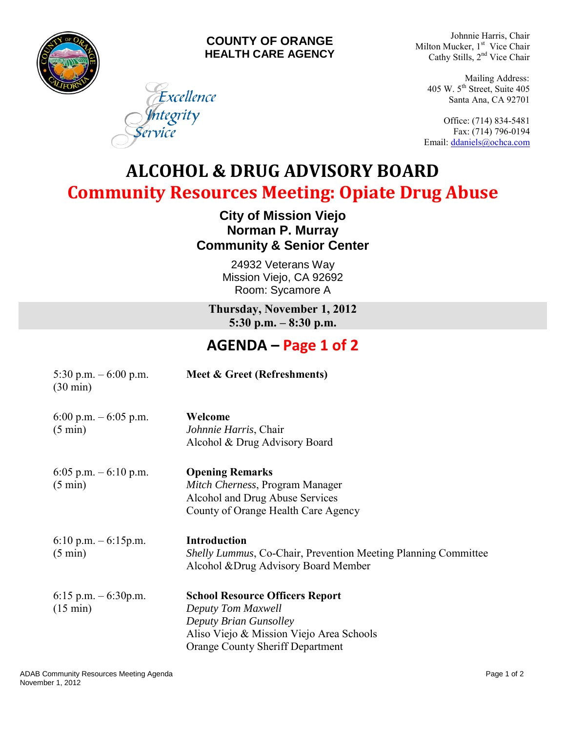**COUNTY OF ORANGE**
**HEALTH CARE AGENCY**

*Excellence*
*Integrity*
*Service*

Johnnie Harris, Chair
Milton Mucker, 1st Vice Chair
Cathy Stills, 2nd Vice Chair

Mailing Address:
405 W. 5th Street, Suite 405
Santa Ana, CA 92701

Office: (714) 834-5481
Fax: (714) 796-0194
Email: ddaniels@ochca.com

# ALCOHOL & DRUG ADVISORY BOARD

## Community Resources Meeting: Opiate Drug Abuse

**City of Mission Viejo**
**Norman P. Murray**
**Community & Senior Center**

24932 Veterans Way
Mission Viejo, CA 92692
Room: Sycamore A

**Thursday, November 1, 2012**
**5:30 p.m. – 8:30 p.m.**

## AGENDA – Page 1 of 2

| Time | Item |
|---|---|
| 5:30 p.m. – 6:00 p.m. (30 min) | **Meet & Greet (Refreshments)** |
| 6:00 p.m. – 6:05 p.m. (5 min) | **Welcome**<br>*Johnnie Harris*, Chair<br>Alcohol & Drug Advisory Board |
| 6:05 p.m. – 6:10 p.m. (5 min) | **Opening Remarks**<br>*Mitch Cherness*, Program Manager<br>Alcohol and Drug Abuse Services<br>County of Orange Health Care Agency |
| 6:10 p.m. – 6:15p.m. (5 min) | **Introduction**<br>*Shelly Lummus*, Co-Chair, Prevention Meeting Planning Committee<br>Alcohol &Drug Advisory Board Member |
| 6:15 p.m. – 6:30p.m. (15 min) | **School Resource Officers Report**<br>*Deputy Tom Maxwell*<br>*Deputy Brian Gunsolley*<br>Aliso Viejo & Mission Viejo Area Schools<br>Orange County Sheriff Department |

ADAB Community Resources Meeting Agenda
November 1, 2012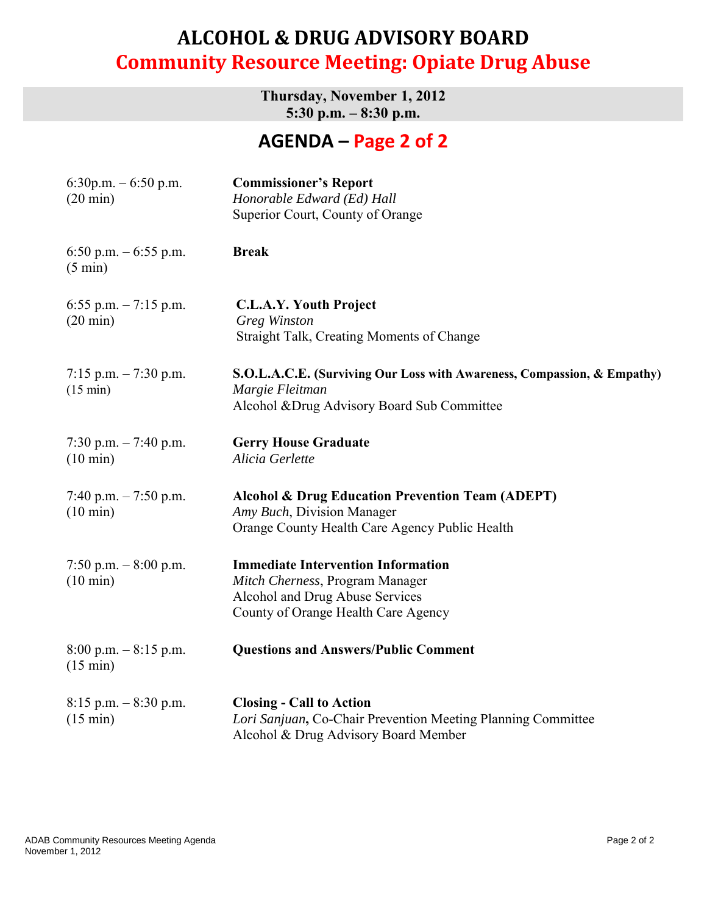# ALCOHOL & DRUG ADVISORY BOARD

## Community Resource Meeting: Opiate Drug Abuse

**Thursday, November 1, 2012**
**5:30 p.m. – 8:30 p.m.**

## AGENDA – Page 2 of 2

| | |
|---|---|
| 6:30p.m. – 6:50 p.m.<br>(20 min) | **Commissioner's Report**<br>*Honorable Edward (Ed) Hall*<br>Superior Court, County of Orange |
| 6:50 p.m. – 6:55 p.m.<br>(5 min) | **Break** |
| 6:55 p.m. – 7:15 p.m.<br>(20 min) | **C.L.A.Y. Youth Project**<br>*Greg Winston*<br>Straight Talk, Creating Moments of Change |
| 7:15 p.m. – 7:30 p.m.<br>(15 min) | **S.O.L.A.C.E. (Surviving Our Loss with Awareness, Compassion, & Empathy)**<br>*Margie Fleitman*<br>Alcohol &Drug Advisory Board Sub Committee |
| 7:30 p.m. – 7:40 p.m.<br>(10 min) | **Gerry House Graduate**<br>*Alicia Gerlette* |
| 7:40 p.m. – 7:50 p.m.<br>(10 min) | **Alcohol & Drug Education Prevention Team (ADEPT)**<br>*Amy Buch*, Division Manager<br>Orange County Health Care Agency Public Health |
| 7:50 p.m. – 8:00 p.m.<br>(10 min) | **Immediate Intervention Information**<br>*Mitch Cherness*, Program Manager<br>Alcohol and Drug Abuse Services<br>County of Orange Health Care Agency |
| 8:00 p.m. – 8:15 p.m.<br>(15 min) | **Questions and Answers/Public Comment** |
| 8:15 p.m. – 8:30 p.m.<br>(15 min) | **Closing - Call to Action**<br>*Lori Sanjuan***,** Co-Chair Prevention Meeting Planning Committee<br>Alcohol & Drug Advisory Board Member |